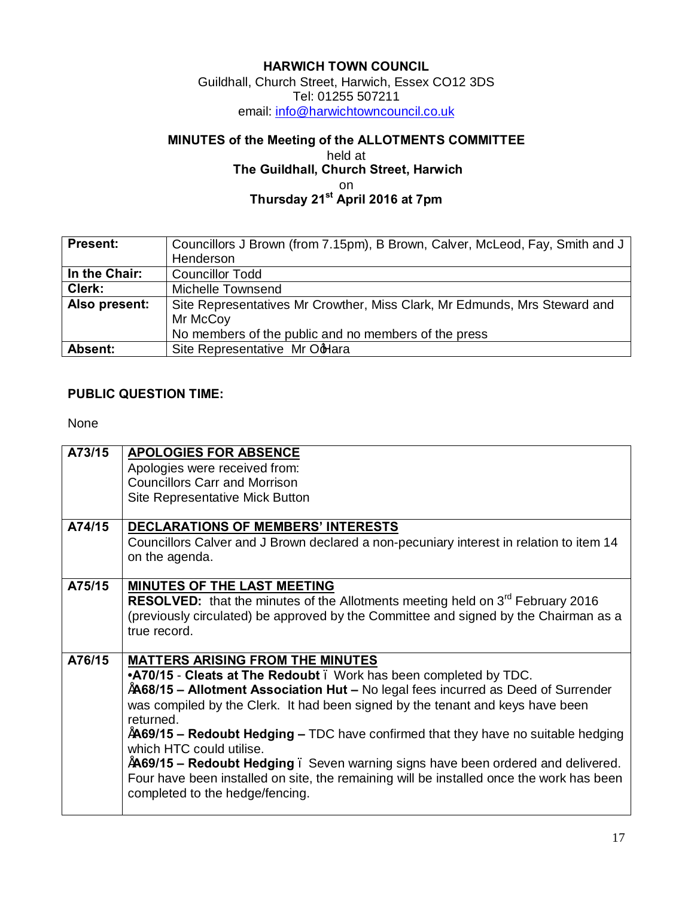# HARWICH TOWN COUNCIL

Guildhall, Church Street, Harwich, Essex CO12 3DS
Tel: 01255 507211
email: info@harwichtowncouncil.co.uk

## MINUTES of the Meeting of the ALLOTMENTS COMMITTEE

held at
**The Guildhall, Church Street, Harwich**
on
**Thursday 21st April 2016 at 7pm**

| | |
|---|---|
| **Present:** | Councillors J Brown (from 7.15pm), B Brown, Calver, McLeod, Fay, Smith and J Henderson |
| **In the Chair:** | Councillor Todd |
| **Clerk:** | Michelle Townsend |
| **Also present:** | Site Representatives Mr Crowther, Miss Clark, Mr Edmunds, Mrs Steward and Mr McCoy<br>No members of the public and no members of the press |
| **Absent:** | Site Representative Mr O'Hara |

**PUBLIC QUESTION TIME:**

None

| | |
|---|---|
| A73/15 | **APOLOGIES FOR ABSENCE**<br>Apologies were received from:<br>Councillors Carr and Morrison<br>Site Representative Mick Button |
| A74/15 | **DECLARATIONS OF MEMBERS' INTERESTS**<br>Councillors Calver and J Brown declared a non-pecuniary interest in relation to item 14 on the agenda. |
| A75/15 | **MINUTES OF THE LAST MEETING**<br>**RESOLVED:** that the minutes of the Allotments meeting held on 3rd February 2016 (previously circulated) be approved by the Committee and signed by the Chairman as a true record. |
| A76/15 | **MATTERS ARISING FROM THE MINUTES**<br>• **A70/15** - **Cleats at The Redoubt** – Work has been completed by TDC.<br>• **A68/15 – Allotment Association Hut –** No legal fees incurred as Deed of Surrender was compiled by the Clerk. It had been signed by the tenant and keys have been returned.<br>• **A69/15 – Redoubt Hedging –** TDC have confirmed that they have no suitable hedging which HTC could utilise.<br>• **A69/15 – Redoubt Hedging** – Seven warning signs have been ordered and delivered. Four have been installed on site, the remaining will be installed once the work has been completed to the hedge/fencing. |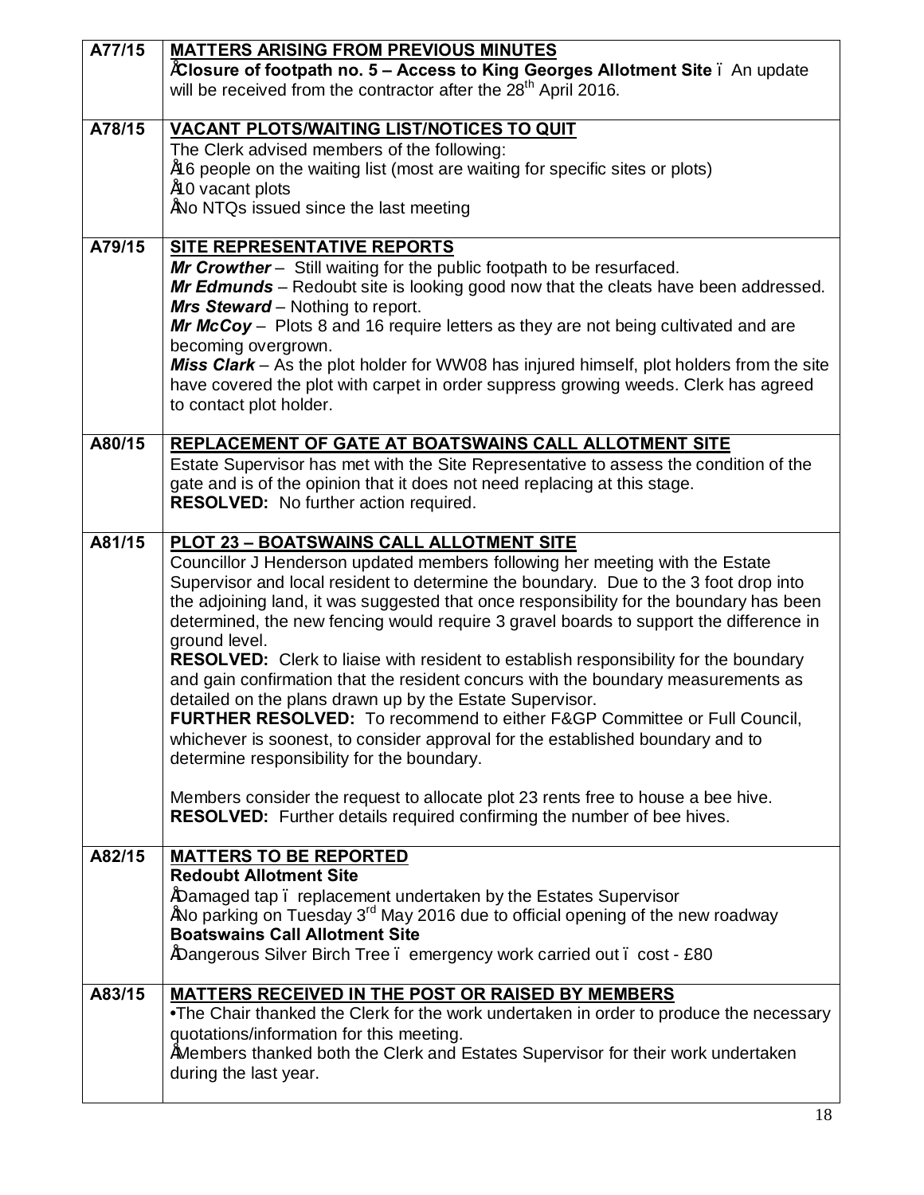| | |
|---|---|
| A77/15 | **MATTERS ARISING FROM PREVIOUS MINUTES**<br>• **Closure of footpath no. 5 – Access to King Georges Allotment Site** – An update will be received from the contractor after the 28th April 2016. |
| A78/15 | **VACANT PLOTS/WAITING LIST/NOTICES TO QUIT**<br>The Clerk advised members of the following:<br>• 16 people on the waiting list (most are waiting for specific sites or plots)<br>• 10 vacant plots<br>• No NTQs issued since the last meeting |
| A79/15 | **SITE REPRESENTATIVE REPORTS**<br>***Mr Crowther*** – Still waiting for the public footpath to be resurfaced.<br>***Mr Edmunds*** – Redoubt site is looking good now that the cleats have been addressed.<br>***Mrs Steward*** – Nothing to report.<br>***Mr McCoy*** – Plots 8 and 16 require letters as they are not being cultivated and are becoming overgrown.<br>***Miss Clark*** – As the plot holder for WW08 has injured himself, plot holders from the site have covered the plot with carpet in order suppress growing weeds. Clerk has agreed to contact plot holder. |
| A80/15 | **REPLACEMENT OF GATE AT BOATSWAINS CALL ALLOTMENT SITE**<br>Estate Supervisor has met with the Site Representative to assess the condition of the gate and is of the opinion that it does not need replacing at this stage.<br>**RESOLVED:** No further action required. |
| A81/15 | **PLOT 23 – BOATSWAINS CALL ALLOTMENT SITE**<br>Councillor J Henderson updated members following her meeting with the Estate Supervisor and local resident to determine the boundary. Due to the 3 foot drop into the adjoining land, it was suggested that once responsibility for the boundary has been determined, the new fencing would require 3 gravel boards to support the difference in ground level.<br>**RESOLVED:** Clerk to liaise with resident to establish responsibility for the boundary and gain confirmation that the resident concurs with the boundary measurements as detailed on the plans drawn up by the Estate Supervisor.<br>**FURTHER RESOLVED:** To recommend to either F&GP Committee or Full Council, whichever is soonest, to consider approval for the established boundary and to determine responsibility for the boundary.<br><br>Members consider the request to allocate plot 23 rents free to house a bee hive.<br>**RESOLVED:** Further details required confirming the number of bee hives. |
| A82/15 | **MATTERS TO BE REPORTED**<br>**Redoubt Allotment Site**<br>• Damaged tap – replacement undertaken by the Estates Supervisor<br>• No parking on Tuesday 3rd May 2016 due to official opening of the new roadway<br>**Boatswains Call Allotment Site**<br>• Dangerous Silver Birch Tree – emergency work carried out – cost - £80 |
| A83/15 | **MATTERS RECEIVED IN THE POST OR RAISED BY MEMBERS**<br>• The Chair thanked the Clerk for the work undertaken in order to produce the necessary quotations/information for this meeting.<br>• Members thanked both the Clerk and Estates Supervisor for their work undertaken during the last year. |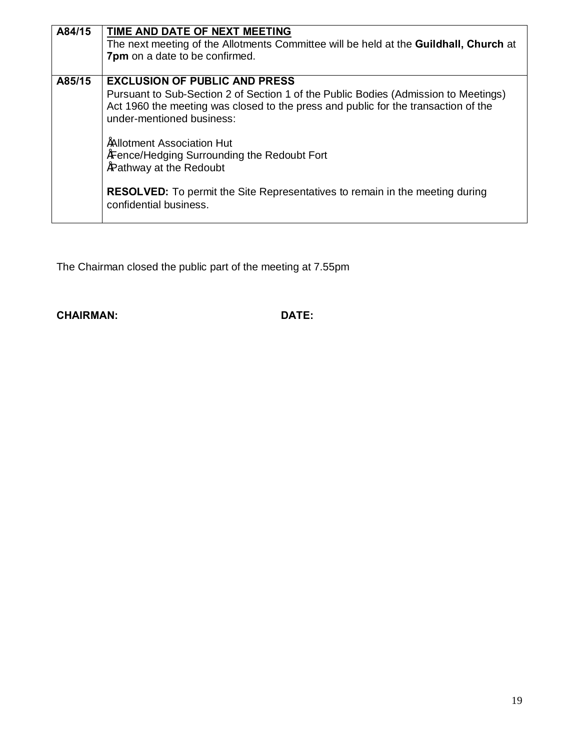| | |
|---|---|
| **A84/15** | **TIME AND DATE OF NEXT MEETING**<br>The next meeting of the Allotments Committee will be held at the **Guildhall, Church** at **7pm** on a date to be confirmed. |
| **A85/15** | **EXCLUSION OF PUBLIC AND PRESS**<br>Pursuant to Sub-Section 2 of Section 1 of the Public Bodies (Admission to Meetings) Act 1960 the meeting was closed to the press and public for the transaction of the under-mentioned business:<br><br>• Allotment Association Hut<br>• Fence/Hedging Surrounding the Redoubt Fort<br>• Pathway at the Redoubt<br><br>**RESOLVED:** To permit the Site Representatives to remain in the meeting during confidential business. |

The Chairman closed the public part of the meeting at 7.55pm

**CHAIRMAN:** **DATE:**